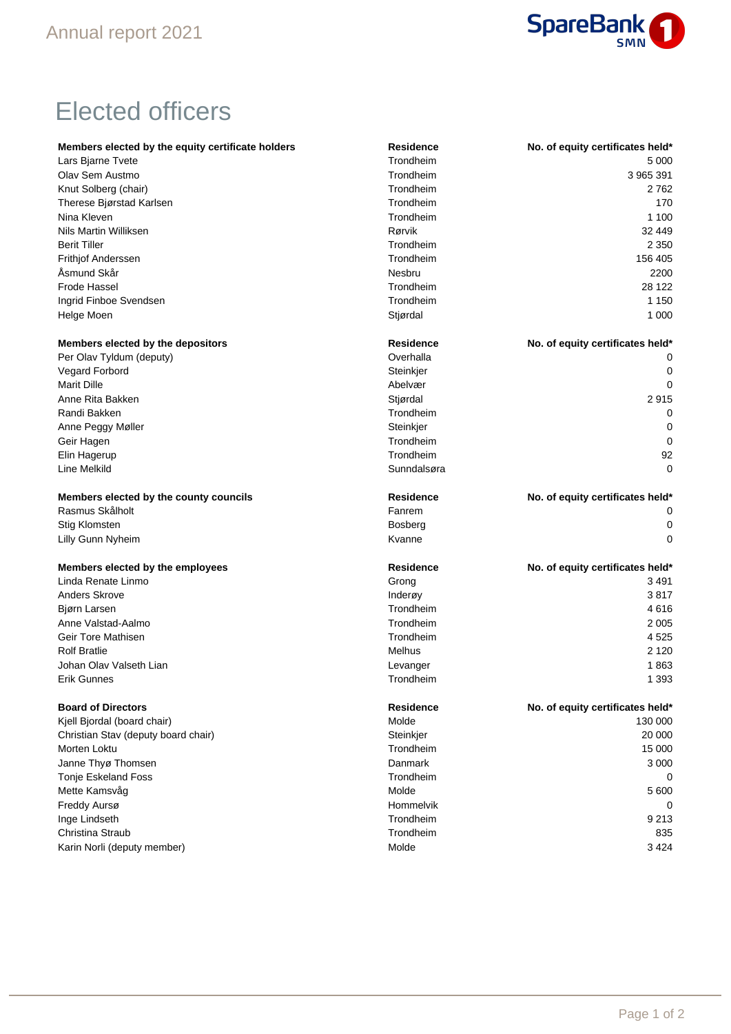# Elected officers

| Members elected by the equity certificate holders | Residence | No. of equity certificates held* |
|---|---|---|
| Lars Bjarne Tvete | Trondheim | 5 000 |
| Olav Sem Austmo | Trondheim | 3 965 391 |
| Knut Solberg (chair) | Trondheim | 2 762 |
| Therese Bjørstad Karlsen | Trondheim | 170 |
| Nina Kleven | Trondheim | 1 100 |
| Nils Martin Williksen | Rørvik | 32 449 |
| Berit Tiller | Trondheim | 2 350 |
| Frithjof Anderssen | Trondheim | 156 405 |
| Åsmund Skår | Nesbru | 2200 |
| Frode Hassel | Trondheim | 28 122 |
| Ingrid Finboe Svendsen | Trondheim | 1 150 |
| Helge Moen | Stjørdal | 1 000 |

| Members elected by the depositors | Residence | No. of equity certificates held* |
|---|---|---|
| Per Olav Tyldum (deputy) | Overhalla | 0 |
| Vegard Forbord | Steinkjer | 0 |
| Marit Dille | Abelvær | 0 |
| Anne Rita Bakken | Stjørdal | 2 915 |
| Randi Bakken | Trondheim | 0 |
| Anne Peggy Møller | Steinkjer | 0 |
| Geir Hagen | Trondheim | 0 |
| Elin Hagerup | Trondheim | 92 |
| Line Melkild | Sunndalsøra | 0 |

| Members elected by the county councils | Residence | No. of equity certificates held* |
|---|---|---|
| Rasmus Skålholt | Fanrem | 0 |
| Stig Klomsten | Bosberg | 0 |
| Lilly Gunn Nyheim | Kvanne | 0 |

| Members elected by the employees | Residence | No. of equity certificates held* |
|---|---|---|
| Linda Renate Linmo | Grong | 3 491 |
| Anders Skrove | Inderøy | 3 817 |
| Bjørn Larsen | Trondheim | 4 616 |
| Anne Valstad-Aalmo | Trondheim | 2 005 |
| Geir Tore Mathisen | Trondheim | 4 525 |
| Rolf Bratlie | Melhus | 2 120 |
| Johan Olav Valseth Lian | Levanger | 1 863 |
| Erik Gunnes | Trondheim | 1 393 |

| Board of Directors | Residence | No. of equity certificates held* |
|---|---|---|
| Kjell Bjordal (board chair) | Molde | 130 000 |
| Christian Stav (deputy board chair) | Steinkjer | 20 000 |
| Morten Loktu | Trondheim | 15 000 |
| Janne Thyø Thomsen | Danmark | 3 000 |
| Tonje Eskeland Foss | Trondheim | 0 |
| Mette Kamsvåg | Molde | 5 600 |
| Freddy Aursø | Hommelvik | 0 |
| Inge Lindseth | Trondheim | 9 213 |
| Christina Straub | Trondheim | 835 |
| Karin Norli (deputy member) | Molde | 3 424 |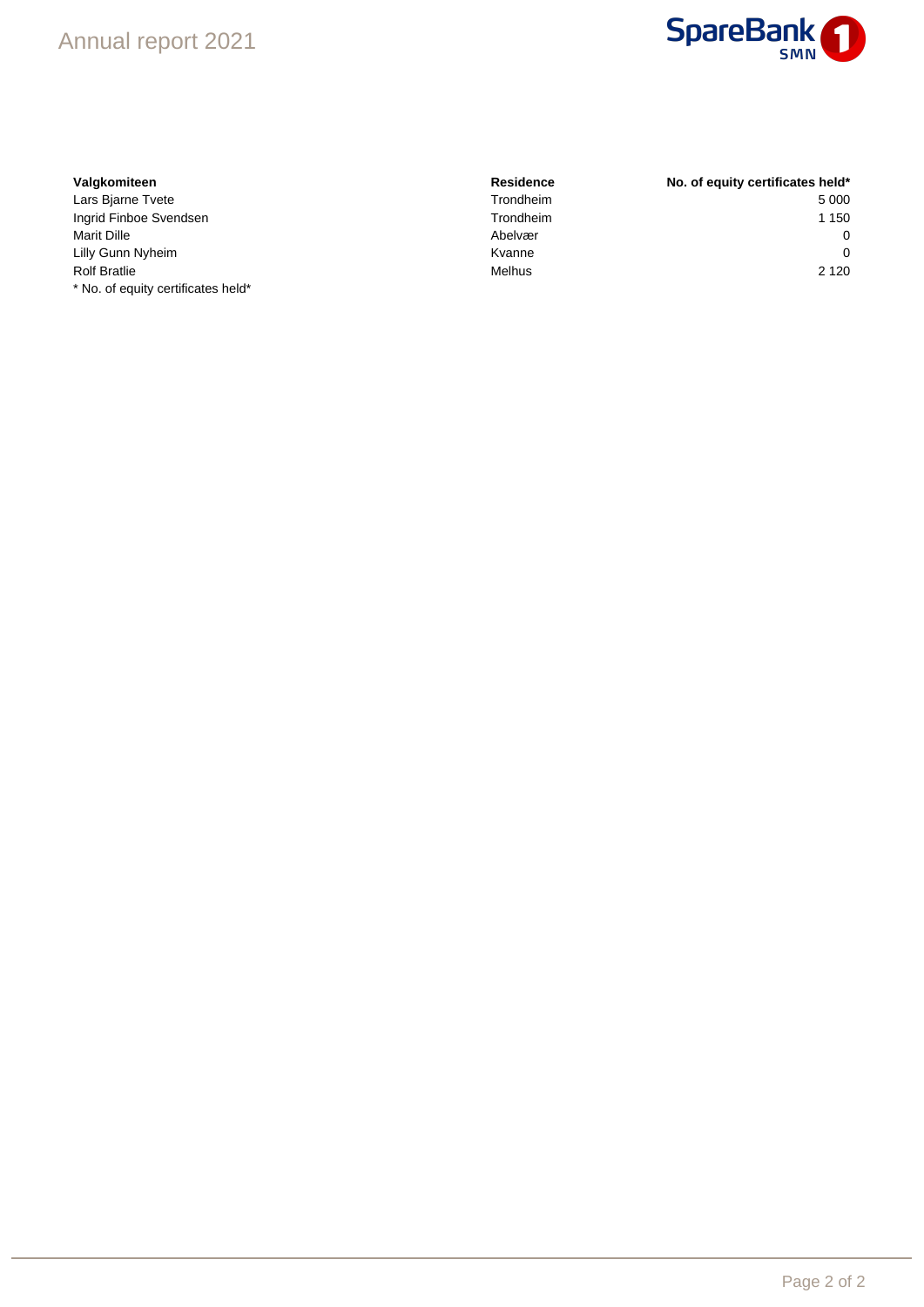| Valgkomiteen | Residence | No. of equity certificates held* |
|---|---|---|
| Lars Bjarne Tvete | Trondheim | 5 000 |
| Ingrid Finboe Svendsen | Trondheim | 1 150 |
| Marit Dille | Abelvær | 0 |
| Lilly Gunn Nyheim | Kvanne | 0 |
| Rolf Bratlie | Melhus | 2 120 |

* No. of equity certificates held*